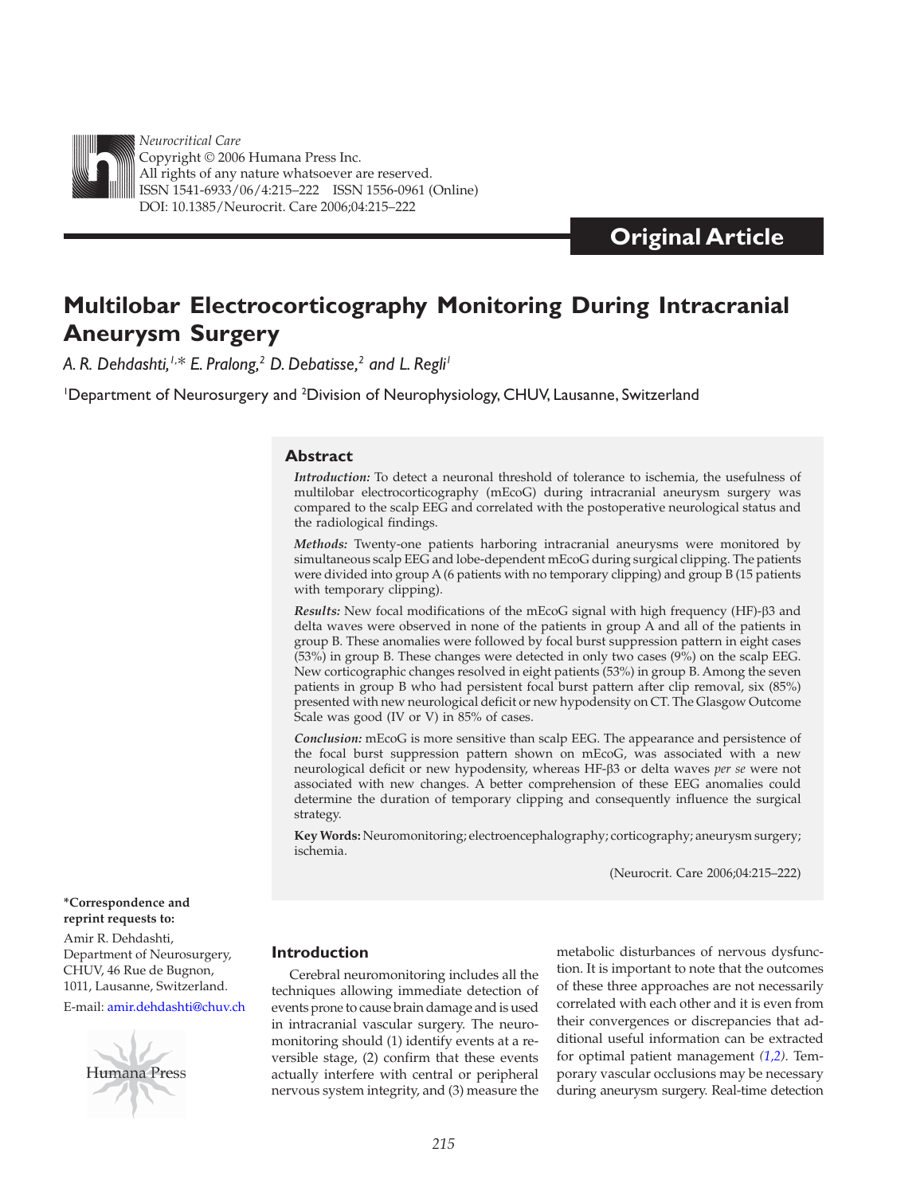Neurocritical Care
Copyright © 2006 Humana Press Inc.
All rights of any nature whatsoever are reserved.
ISSN 1541-6933/06/4:215–222 ISSN 1556-0961 (Online)
DOI: 10.1385/Neurocrit. Care 2006;04:215–222

**Original Article**

# Multilobar Electrocorticography Monitoring During Intracranial Aneurysm Surgery

*A. R. Dehdashti,[1,*] E. Pralong,[2] D. Debatisse,[2] and L. Regli[1]*

[1]Department of Neurosurgery and [2]Division of Neurophysiology, CHUV, Lausanne, Switzerland

## Abstract

***Introduction:*** To detect a neuronal threshold of tolerance to ischemia, the usefulness of multilobar electrocorticography (mEcoG) during intracranial aneurysm surgery was compared to the scalp EEG and correlated with the postoperative neurological status and the radiological findings.

***Methods:*** Twenty-one patients harboring intracranial aneurysms were monitored by simultaneous scalp EEG and lobe-dependent mEcoG during surgical clipping. The patients were divided into group A (6 patients with no temporary clipping) and group B (15 patients with temporary clipping).

***Results:*** New focal modifications of the mEcoG signal with high frequency (HF)-β3 and delta waves were observed in none of the patients in group A and all of the patients in group B. These anomalies were followed by focal burst suppression pattern in eight cases (53%) in group B. These changes were detected in only two cases (9%) on the scalp EEG. New corticographic changes resolved in eight patients (53%) in group B. Among the seven patients in group B who had persistent focal burst pattern after clip removal, six (85%) presented with new neurological deficit or new hypodensity on CT. The Glasgow Outcome Scale was good (IV or V) in 85% of cases.

***Conclusion:*** mEcoG is more sensitive than scalp EEG. The appearance and persistence of the focal burst suppression pattern shown on mEcoG, was associated with a new neurological deficit or new hypodensity, whereas HF-β3 or delta waves *per se* were not associated with new changes. A better comprehension of these EEG anomalies could determine the duration of temporary clipping and consequently influence the surgical strategy.

**Key Words:** Neuromonitoring; electroencephalography; corticography; aneurysm surgery; ischemia.

(Neurocrit. Care 2006;04:215–222)

**\*Correspondence and reprint requests to:**
Amir R. Dehdashti, Department of Neurosurgery, CHUV, 46 Rue de Bugnon, 1011, Lausanne, Switzerland.
E-mail: amir.dehdashti@chuv.ch

## Introduction

Cerebral neuromonitoring includes all the techniques allowing immediate detection of events prone to cause brain damage and is used in intracranial vascular surgery. The neuromonitoring should (1) identify events at a reversible stage, (2) confirm that these events actually interfere with central or peripheral nervous system integrity, and (3) measure the metabolic disturbances of nervous dysfunction. It is important to note that the outcomes of these three approaches are not necessarily correlated with each other and it is even from their convergences or discrepancies that additional useful information can be extracted for optimal patient management *(1,2)*. Temporary vascular occlusions may be necessary during aneurysm surgery. Real-time detection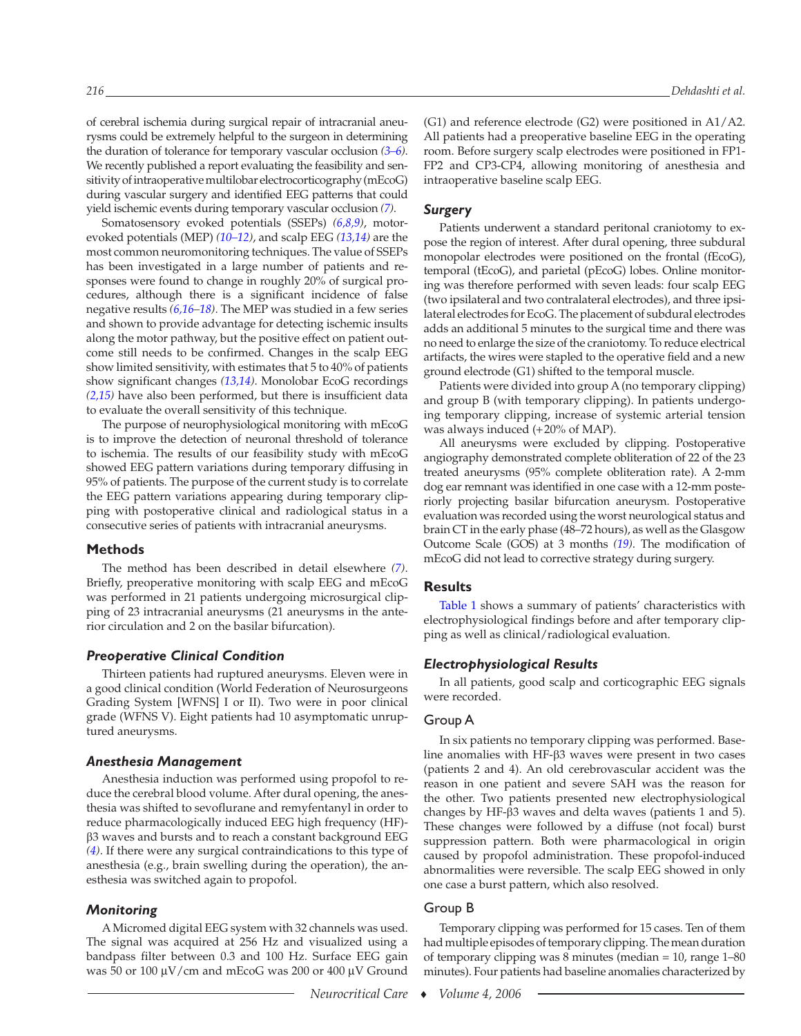of cerebral ischemia during surgical repair of intracranial aneurysms could be extremely helpful to the surgeon in determining the duration of tolerance for temporary vascular occlusion *(3–6)*. We recently published a report evaluating the feasibility and sensitivity of intraoperative multilobar electrocorticography (mEcoG) during vascular surgery and identified EEG patterns that could yield ischemic events during temporary vascular occlusion *(7)*.

Somatosensory evoked potentials (SSEPs) *(6,8,9)*, motor-evoked potentials (MEP) *(10–12)*, and scalp EEG *(13,14)* are the most common neuromonitoring techniques. The value of SSEPs has been investigated in a large number of patients and responses were found to change in roughly 20% of surgical procedures, although there is a significant incidence of false negative results *(6,16–18)*. The MEP was studied in a few series and shown to provide advantage for detecting ischemic insults along the motor pathway, but the positive effect on patient outcome still needs to be confirmed. Changes in the scalp EEG show limited sensitivity, with estimates that 5 to 40% of patients show significant changes *(13,14)*. Monolobar EcoG recordings *(2,15)* have also been performed, but there is insufficient data to evaluate the overall sensitivity of this technique.

The purpose of neurophysiological monitoring with mEcoG is to improve the detection of neuronal threshold of tolerance to ischemia. The results of our feasibility study with mEcoG showed EEG pattern variations during temporary clipping in 95% of patients. The purpose of the current study is to correlate the EEG pattern variations appearing during temporary clipping with postoperative clinical and radiological status in a consecutive series of patients with intracranial aneurysms.

## Methods

The method has been described in detail elsewhere *(7)*. Briefly, preoperative monitoring with scalp EEG and mEcoG was performed in 21 patients undergoing microsurgical clipping of 23 intracranial aneurysms (21 aneurysms in the anterior circulation and 2 on the basilar bifurcation).

### *Preoperative Clinical Condition*

Thirteen patients had ruptured aneurysms. Eleven were in a good clinical condition (World Federation of Neurosurgeons Grading System [WFNS] I or II). Two were in poor clinical grade (WFNS V). Eight patients had 10 asymptomatic unruptured aneurysms.

### *Anesthesia Management*

Anesthesia induction was performed using propofol to reduce the cerebral blood volume. After dural opening, the anesthesia was shifted to sevoflurane and remyfentanyl in order to reduce pharmacologically induced EEG high frequency (HF)-β3 waves and bursts and to reach a constant background EEG *(4)*. If there were any surgical contraindications to this type of anesthesia (e.g., brain swelling during the operation), the anesthesia was switched again to propofol.

### *Monitoring*

A Micromed digital EEG system with 32 channels was used. The signal was acquired at 256 Hz and visualized using a bandpass filter between 0.3 and 100 Hz. Surface EEG gain was 50 or 100 μV/cm and mEcoG was 200 or 400 μV Ground (G1) and reference electrode (G2) were positioned in A1/A2. All patients had a preoperative baseline EEG in the operating room. Before surgery scalp electrodes were positioned in FP1-FP2 and CP3-CP4, allowing monitoring of anesthesia and intraoperative baseline scalp EEG.

### *Surgery*

Patients underwent a standard peritonal craniotomy to expose the region of interest. After dural opening, three subdural monopolar electrodes were positioned on the frontal (fEcoG), temporal (tEcoG), and parietal (pEcoG) lobes. Online monitoring was therefore performed with seven leads: four scalp EEG (two ipsilateral and two contralateral electrodes), and three ipsilateral electrodes for EcoG. The placement of subdural electrodes adds an additional 5 minutes to the surgical time and there was no need to enlarge the size of the craniotomy. To reduce electrical artifacts, the wires were stapled to the operative field and a new ground electrode (G1) shifted to the temporal muscle.

Patients were divided into group A (no temporary clipping) and group B (with temporary clipping). In patients undergoing temporary clipping, increase of systemic arterial tension was always induced (+20% of MAP).

All aneurysms were excluded by clipping. Postoperative angiography demonstrated complete obliteration of 22 of the 23 treated aneurysms (95% complete obliteration rate). A 2-mm dog ear remnant was identified in one case with a 12-mm posteriorly projecting basilar bifurcation aneurysm. Postoperative evaluation was recorded using the worst neurological status and brain CT in the early phase (48–72 hours), as well as the Glasgow Outcome Scale (GOS) at 3 months *(19)*. The modification of mEcoG did not lead to corrective strategy during surgery.

## Results

Table 1 shows a summary of patients' characteristics with electrophysiological findings before and after temporary clipping as well as clinical/radiological evaluation.

### *Electrophysiological Results*

In all patients, good scalp and corticographic EEG signals were recorded.

#### Group A

In six patients no temporary clipping was performed. Baseline anomalies with HF-β3 waves were present in two cases (patients 2 and 4). An old cerebrovascular accident was the reason in one patient and severe SAH was the reason for the other. Two patients presented new electrophysiological changes by HF-β3 waves and delta waves (patients 1 and 5). These changes were followed by a diffuse (not focal) burst suppression pattern. Both were pharmacological in origin caused by propofol administration. These propofol-induced abnormalities were reversible. The scalp EEG showed in only one case a burst pattern, which also resolved.

#### Group B

Temporary clipping was performed for 15 cases. Ten of them had multiple episodes of temporary clipping. The mean duration of temporary clipping was 8 minutes (median = 10, range 1–80 minutes). Four patients had baseline anomalies characterized by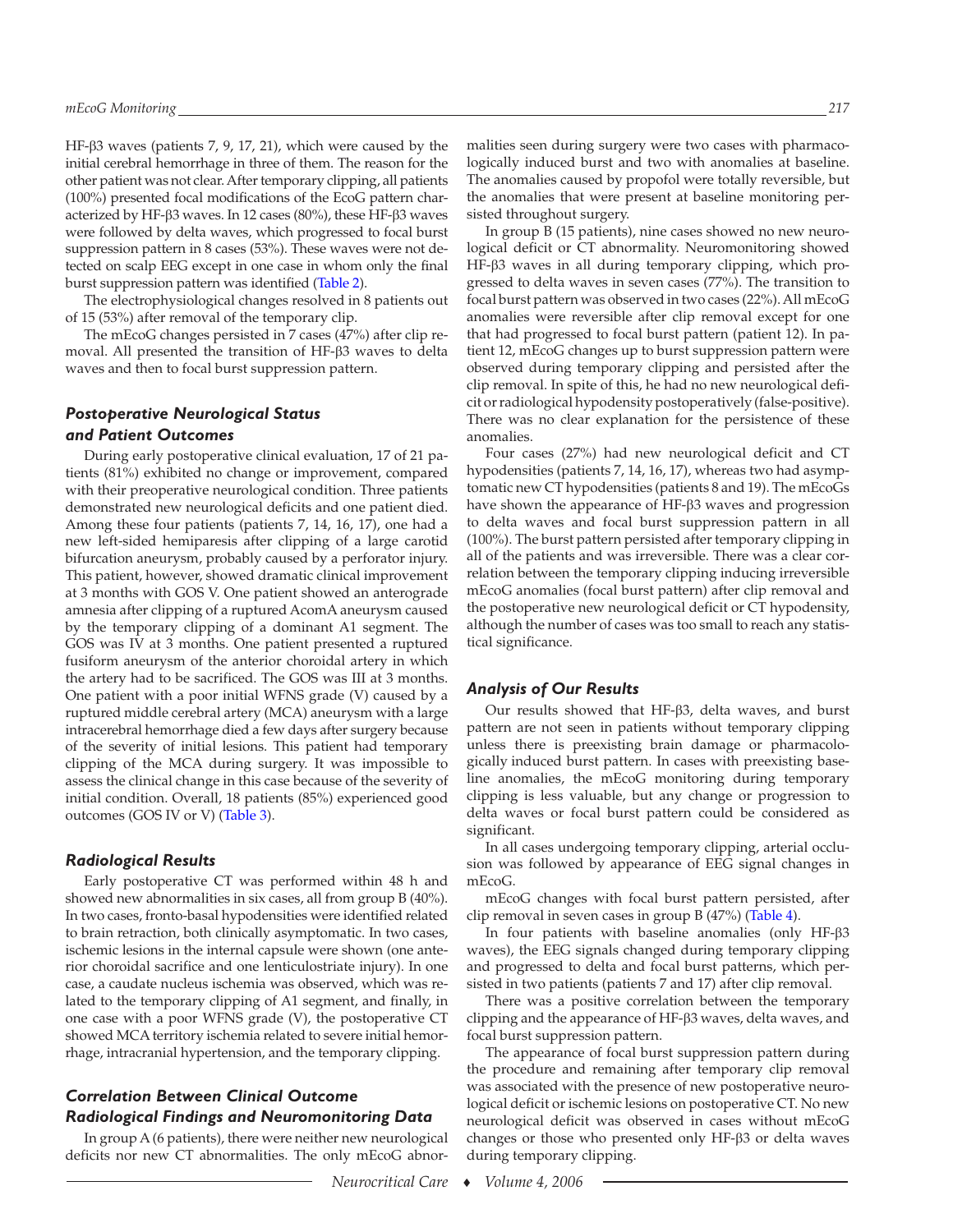HF-β3 waves (patients 7, 9, 17, 21), which were caused by the initial cerebral hemorrhage in three of them. The reason for the other patient was not clear. After temporary clipping, all patients (100%) presented focal modifications of the EcoG pattern characterized by HF-β3 waves. In 12 cases (80%), these HF-β3 waves were followed by delta waves, which progressed to focal burst suppression pattern in 8 cases (53%). These waves were not detected on scalp EEG except in one case in whom only the final burst suppression pattern was identified (Table 2).

The electrophysiological changes resolved in 8 patients out of 15 (53%) after removal of the temporary clip.

The mEcoG changes persisted in 7 cases (47%) after clip removal. All presented the transition of HF-β3 waves to delta waves and then to focal burst suppression pattern.

### Postoperative Neurological Status and Patient Outcomes

During early postoperative clinical evaluation, 17 of 21 patients (81%) exhibited no change or improvement, compared with their preoperative neurological condition. Three patients demonstrated new neurological deficits and one patient died. Among these four patients (patients 7, 14, 16, 17), one had a new left-sided hemiparesis after clipping of a large carotid bifurcation aneurysm, probably caused by a perforator injury. This patient, however, showed dramatic clinical improvement at 3 months with GOS V. One patient showed an anterograde amnesia after clipping of a ruptured AcomA aneurysm caused by the temporary clipping of a dominant A1 segment. The GOS was IV at 3 months. One patient presented a ruptured fusiform aneurysm of the anterior choroidal artery in which the artery had to be sacrificed. The GOS was III at 3 months. One patient with a poor initial WFNS grade (V) caused by a ruptured middle cerebral artery (MCA) aneurysm with a large intracerebral hemorrhage died a few days after surgery because of the severity of initial lesions. This patient had temporary clipping of the MCA during surgery. It was impossible to assess the clinical change in this case because of the severity of initial condition. Overall, 18 patients (85%) experienced good outcomes (GOS IV or V) (Table 3).

### Radiological Results

Early postoperative CT was performed within 48 h and showed new abnormalities in six cases, all from group B (40%). In two cases, fronto-basal hypodensities were identified related to brain retraction, both clinically asymptomatic. In two cases, ischemic lesions in the internal capsule were shown (one anterior choroidal sacrifice and one lenticulostriate injury). In one case, a caudate nucleus ischemia was observed, which was related to the temporary clipping of A1 segment, and finally, in one case with a poor WFNS grade (V), the postoperative CT showed MCA territory ischemia related to severe initial hemorrhage, intracranial hypertension, and the temporary clipping.

### Correlation Between Clinical Outcome Radiological Findings and Neuromonitoring Data

In group A (6 patients), there were neither new neurological deficits nor new CT abnormalities. The only mEcoG abnormalities seen during surgery were two cases with pharmacologically induced burst and two with anomalies at baseline. The anomalies caused by propofol were totally reversible, but the anomalies that were present at baseline monitoring persisted throughout surgery.

In group B (15 patients), nine cases showed no new neurological deficit or CT abnormality. Neuromonitoring showed HF-β3 waves in all during temporary clipping, which progressed to delta waves in seven cases (77%). The transition to focal burst pattern was observed in two cases (22%). All mEcoG anomalies were reversible after clip removal except for one that had progressed to focal burst pattern (patient 12). In patient 12, mEcoG changes up to burst suppression pattern were observed during temporary clipping and persisted after the clip removal. In spite of this, he had no new neurological deficit or radiological hypodensity postoperatively (false-positive). There was no clear explanation for the persistence of these anomalies.

Four cases (27%) had new neurological deficit and CT hypodensities (patients 7, 14, 16, 17), whereas two had asymptomatic new CT hypodensities (patients 8 and 19). The mEcoGs have shown the appearance of HF-β3 waves and progression to delta waves and focal burst suppression pattern in all (100%). The burst pattern persisted after temporary clipping in all of the patients and was irreversible. There was a clear correlation between the temporary clipping inducing irreversible mEcoG anomalies (focal burst pattern) after clip removal and the postoperative new neurological deficit or CT hypodensity, although the number of cases was too small to reach any statistical significance.

### Analysis of Our Results

Our results showed that HF-β3, delta waves, and burst pattern are not seen in patients without temporary clipping unless there is preexisting brain damage or pharmacologically induced burst pattern. In cases with preexisting baseline anomalies, the mEcoG monitoring during temporary clipping is less valuable, but any change or progression to delta waves or focal burst pattern could be considered as significant.

In all cases undergoing temporary clipping, arterial occlusion was followed by appearance of EEG signal changes in mEcoG.

mEcoG changes with focal burst pattern persisted, after clip removal in seven cases in group B (47%) (Table 4).

In four patients with baseline anomalies (only HF-β3 waves), the EEG signals changed during temporary clipping and progressed to delta and focal burst patterns, which persisted in two patients (patients 7 and 17) after clip removal.

There was a positive correlation between the temporary clipping and the appearance of HF-β3 waves, delta waves, and focal burst suppression pattern.

The appearance of focal burst suppression pattern during the procedure and remaining after temporary clip removal was associated with the presence of new postoperative neurological deficit or ischemic lesions on postoperative CT. No new neurological deficit was observed in cases without mEcoG changes or those who presented only HF-β3 or delta waves during temporary clipping.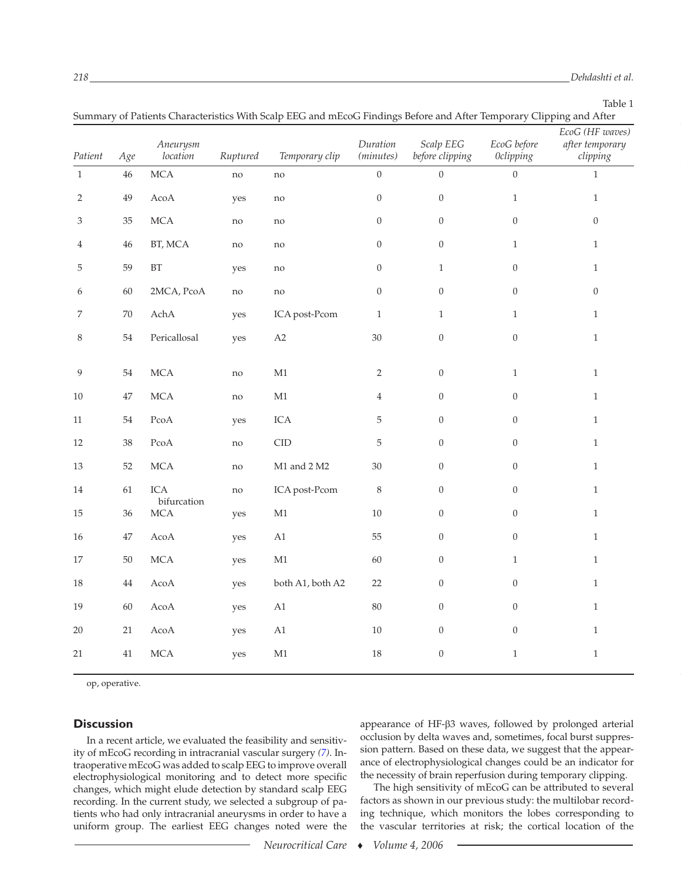Table 1

Summary of Patients Characteristics With Scalp EEG and mEcoG Findings Before and After Temporary Clipping and After

| Patient | Age | Aneurysm location | Ruptured | Temporary clip | Duration (minutes) | Scalp EEG before clipping | EcoG before 0clipping | EcoG (HF waves) after temporary clipping |
|---|---|---|---|---|---|---|---|---|
| 1 | 46 | MCA | no | no | 0 | 0 | 0 | 1 |
| 2 | 49 | AcoA | yes | no | 0 | 0 | 1 | 1 |
| 3 | 35 | MCA | no | no | 0 | 0 | 0 | 0 |
| 4 | 46 | BT, MCA | no | no | 0 | 0 | 1 | 1 |
| 5 | 59 | BT | yes | no | 0 | 1 | 0 | 1 |
| 6 | 60 | 2MCA, PcoA | no | no | 0 | 0 | 0 | 0 |
| 7 | 70 | AchA | yes | ICA post-Pcom | 1 | 1 | 1 | 1 |
| 8 | 54 | Pericallosal | yes | A2 | 30 | 0 | 0 | 1 |
| 9 | 54 | MCA | no | M1 | 2 | 0 | 1 | 1 |
| 10 | 47 | MCA | no | M1 | 4 | 0 | 0 | 1 |
| 11 | 54 | PcoA | yes | ICA | 5 | 0 | 0 | 1 |
| 12 | 38 | PcoA | no | CID | 5 | 0 | 0 | 1 |
| 13 | 52 | MCA | no | M1 and 2 M2 | 30 | 0 | 0 | 1 |
| 14 | 61 | ICA bifurcation | no | ICA post-Pcom | 8 | 0 | 0 | 1 |
| 15 | 36 | MCA | yes | M1 | 10 | 0 | 0 | 1 |
| 16 | 47 | AcoA | yes | A1 | 55 | 0 | 0 | 1 |
| 17 | 50 | MCA | yes | M1 | 60 | 0 | 1 | 1 |
| 18 | 44 | AcoA | yes | both A1, both A2 | 22 | 0 | 0 | 1 |
| 19 | 60 | AcoA | yes | A1 | 80 | 0 | 0 | 1 |
| 20 | 21 | AcoA | yes | A1 | 10 | 0 | 0 | 1 |
| 21 | 41 | MCA | yes | M1 | 18 | 0 | 1 | 1 |

op, operative.

## Discussion

In a recent article, we evaluated the feasibility and sensitivity of mEcoG recording in intracranial vascular surgery (7). Intraoperative mEcoG was added to scalp EEG to improve overall electrophysiological monitoring and to detect more specific changes, which might elude detection by standard scalp EEG recording. In the current study, we selected a subgroup of patients who had only intracranial aneurysms in order to have a uniform group. The earliest EEG changes noted were the appearance of HF-β3 waves, followed by prolonged arterial occlusion by delta waves and, sometimes, focal burst suppression pattern. Based on these data, we suggest that the appearance of electrophysiological changes could be an indicator for the necessity of brain reperfusion during temporary clipping.

The high sensitivity of mEcoG can be attributed to several factors as shown in our previous study: the multilobar recording technique, which monitors the lobes corresponding to the vascular territories at risk; the cortical location of the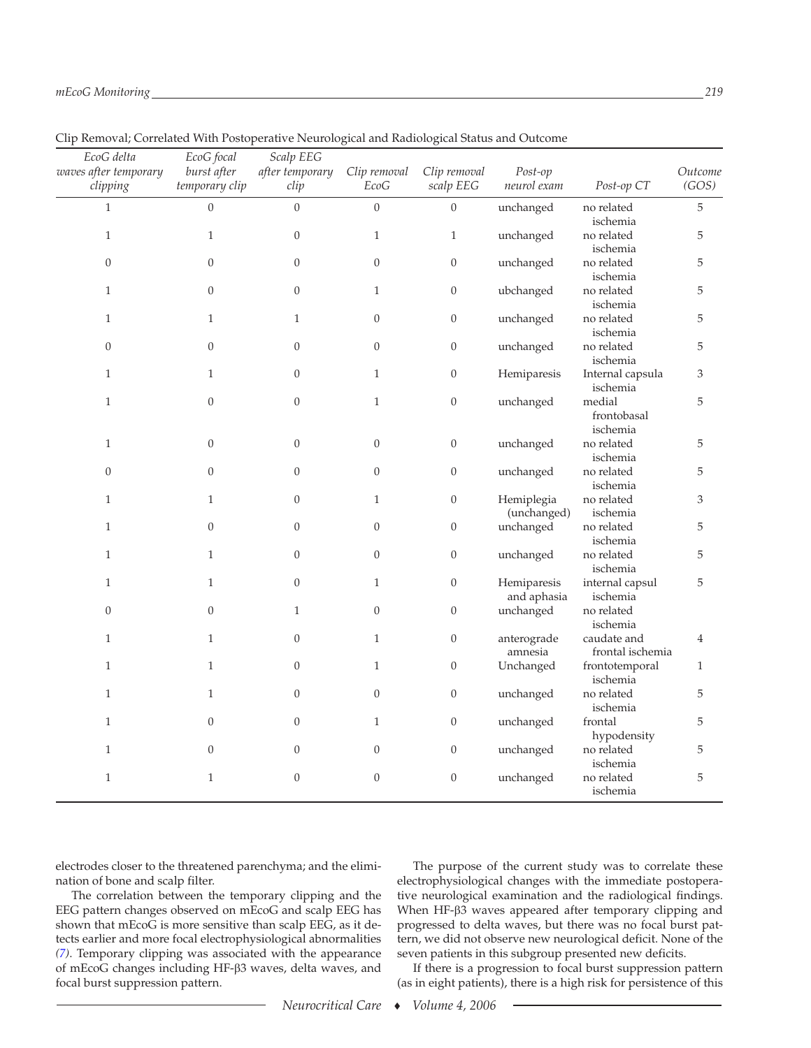Clip Removal; Correlated With Postoperative Neurological and Radiological Status and Outcome

| EcoG delta waves after temporary clipping | EcoG focal burst after temporary clip | Scalp EEG after temporary clip | Clip removal EcoG | Clip removal scalp EEG | Post-op neurol exam | Post-op CT | Outcome (GOS) |
|---|---|---|---|---|---|---|---|
| 1 | 0 | 0 | 0 | 0 | unchanged | no related ischemia | 5 |
| 1 | 1 | 0 | 1 | 1 | unchanged | no related ischemia | 5 |
| 0 | 0 | 0 | 0 | 0 | unchanged | no related ischemia | 5 |
| 1 | 0 | 0 | 1 | 0 | ubchanged | no related ischemia | 5 |
| 1 | 1 | 1 | 0 | 0 | unchanged | no related ischemia | 5 |
| 0 | 0 | 0 | 0 | 0 | unchanged | no related ischemia | 5 |
| 1 | 1 | 0 | 1 | 0 | Hemiparesis | Internal capsula ischemia | 3 |
| 1 | 0 | 0 | 1 | 0 | unchanged | medial frontobasal ischemia | 5 |
| 1 | 0 | 0 | 0 | 0 | unchanged | no related ischemia | 5 |
| 0 | 0 | 0 | 0 | 0 | unchanged | no related ischemia | 5 |
| 1 | 1 | 0 | 1 | 0 | Hemiplegia (unchanged) | no related ischemia | 3 |
| 1 | 0 | 0 | 0 | 0 | unchanged | no related ischemia | 5 |
| 1 | 1 | 0 | 0 | 0 | unchanged | no related ischemia | 5 |
| 1 | 1 | 0 | 1 | 0 | Hemiparesis and aphasia | internal capsul ischemia | 5 |
| 0 | 0 | 1 | 0 | 0 | unchanged | no related ischemia | |
| 1 | 1 | 0 | 1 | 0 | anterograde amnesia | caudate and frontal ischemia | 4 |
| 1 | 1 | 0 | 1 | 0 | Unchanged | frontotemporal ischemia | 1 |
| 1 | 1 | 0 | 0 | 0 | unchanged | no related ischemia | 5 |
| 1 | 0 | 0 | 1 | 0 | unchanged | frontal hypodensity | 5 |
| 1 | 0 | 0 | 0 | 0 | unchanged | no related ischemia | 5 |
| 1 | 1 | 0 | 0 | 0 | unchanged | no related ischemia | 5 |

electrodes closer to the threatened parenchyma; and the elimination of bone and scalp filter.

The correlation between the temporary clipping and the EEG pattern changes observed on mEcoG and scalp EEG has shown that mEcoG is more sensitive than scalp EEG, as it detects earlier and more focal electrophysiological abnormalities (7). Temporary clipping was associated with the appearance of mEcoG changes including HF-β3 waves, delta waves, and focal burst suppression pattern.

The purpose of the current study was to correlate these electrophysiological changes with the immediate postoperative neurological examination and the radiological findings. When HF-β3 waves appeared after temporary clipping and progressed to delta waves, but there was no focal burst pattern, we did not observe new neurological deficit. None of the seven patients in this subgroup presented new deficits.

If there is a progression to focal burst suppression pattern (as in eight patients), there is a high risk for persistence of this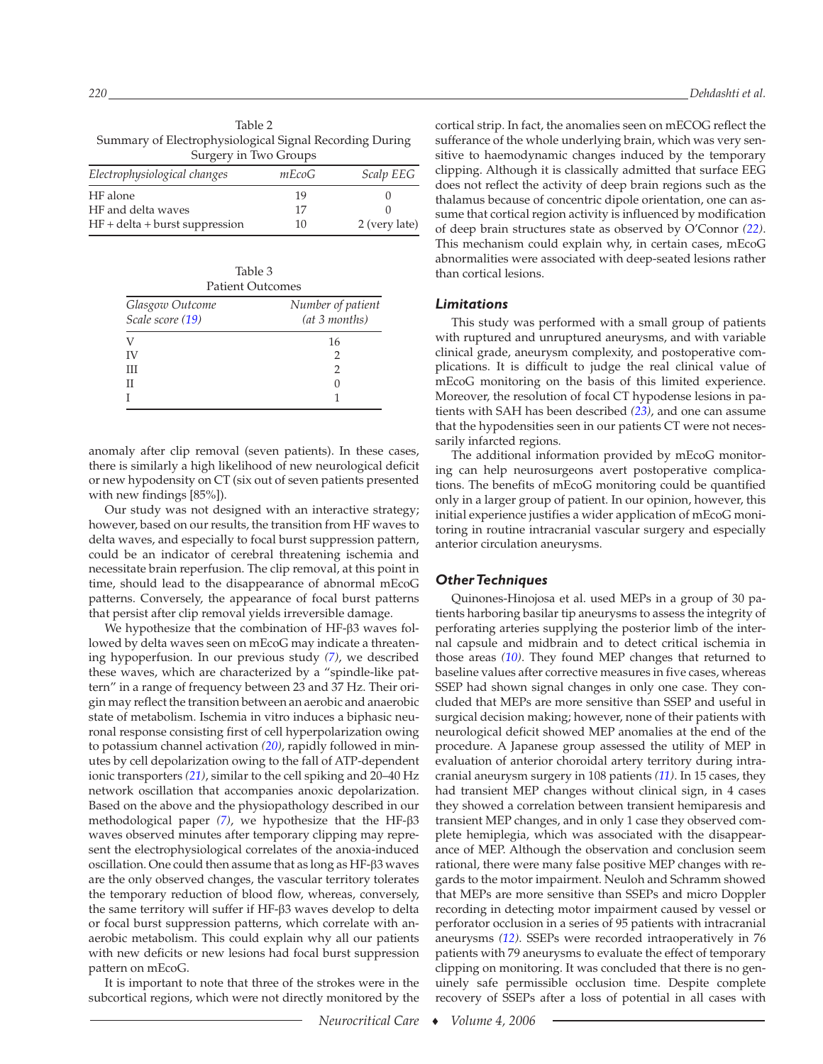Table 2
Summary of Electrophysiological Signal Recording During Surgery in Two Groups

| Electrophysiological changes | mEcoG | Scalp EEG |
|---|---|---|
| HF alone | 19 | 0 |
| HF and delta waves | 17 | 0 |
| HF + delta + burst suppression | 10 | 2 (very late) |

Table 3
Patient Outcomes

| Glasgow Outcome Scale score (19) | Number of patient (at 3 months) |
|---|---|
| V | 16 |
| IV | 2 |
| III | 2 |
| II | 0 |
| I | 1 |

anomaly after clip removal (seven patients). In these cases, there is similarly a high likelihood of new neurological deficit or new hypodensity on CT (six out of seven patients presented with new findings [85%]).

Our study was not designed with an interactive strategy; however, based on our results, the transition from HF waves to delta waves, and especially to focal burst suppression pattern, could be an indicator of cerebral threatening ischemia and necessitate brain reperfusion. The clip removal, at this point in time, should lead to the disappearance of abnormal mEcoG patterns. Conversely, the appearance of focal burst patterns that persist after clip removal yields irreversible damage.

We hypothesize that the combination of HF-β3 waves followed by delta waves seen on mEcoG may indicate a threatening hypoperfusion. In our previous study *(7)*, we described these waves, which are characterized by a "spindle-like pattern" in a range of frequency between 23 and 37 Hz. Their origin may reflect the transition between an aerobic and anaerobic state of metabolism. Ischemia in vitro induces a biphasic neuronal response consisting first of cell hyperpolarization owing to potassium channel activation *(20)*, rapidly followed in minutes by cell depolarization owing to the fall of ATP-dependent ionic transporters *(21)*, similar to the cell spiking and 20–40 Hz network oscillation that accompanies anoxic depolarization. Based on the above and the physiopathology described in our methodological paper *(7)*, we hypothesize that the HF-β3 waves observed minutes after temporary clipping may represent the electrophysiological correlates of the anoxia-induced oscillation. One could then assume that as long as HF-β3 waves are the only observed changes, the vascular territory tolerates the temporary reduction of blood flow, whereas, conversely, the same territory will suffer if HF-β3 waves develop to delta or focal burst suppression patterns, which correlate with anaerobic metabolism. This could explain why all our patients with new deficits or new lesions had focal burst suppression pattern on mEcoG.

It is important to note that three of the strokes were in the subcortical regions, which were not directly monitored by the cortical strip. In fact, the anomalies seen on mECOG reflect the sufferance of the whole underlying brain, which was very sensitive to haemodynamic changes induced by the temporary clipping. Although it is classically admitted that surface EEG does not reflect the activity of deep brain regions such as the thalamus because of concentric dipole orientation, one can assume that cortical region activity is influenced by modification of deep brain structures state as observed by O'Connor *(22)*. This mechanism could explain why, in certain cases, mEcoG abnormalities were associated with deep-seated lesions rather than cortical lesions.

### *Limitations*

This study was performed with a small group of patients with ruptured and unruptured aneurysms, and with variable clinical grade, aneurysm complexity, and postoperative complications. It is difficult to judge the real clinical value of mEcoG monitoring on the basis of this limited experience. Moreover, the resolution of focal CT hypodense lesions in patients with SAH has been described *(23)*, and one can assume that the hypodensities seen in our patients CT were not necessarily infarcted regions.

The additional information provided by mEcoG monitoring can help neurosurgeons avert postoperative complications. The benefits of mEcoG monitoring could be quantified only in a larger group of patient. In our opinion, however, this initial experience justifies a wider application of mEcoG monitoring in routine intracranial vascular surgery and especially anterior circulation aneurysms.

### *Other Techniques*

Quinones-Hinojosa et al. used MEPs in a group of 30 patients harboring basilar tip aneurysms to assess the integrity of perforating arteries supplying the posterior limb of the internal capsule and midbrain and to detect critical ischemia in those areas *(10)*. They found MEP changes that returned to baseline values after corrective measures in five cases, whereas SSEP had shown signal changes in only one case. They concluded that MEPs are more sensitive than SSEP and useful in surgical decision making; however, none of their patients with neurological deficit showed MEP anomalies at the end of the procedure. A Japanese group assessed the utility of MEP in evaluation of anterior choroidal artery territory during intracranial aneurysm surgery in 108 patients *(11)*. In 15 cases, they had transient MEP changes without clinical sign, in 4 cases they showed a correlation between transient hemiparesis and transient MEP changes, and in only 1 case they observed complete hemiplegia, which was associated with the disappearance of MEP. Although the observation and conclusion seem rational, there were many false positive MEP changes with regards to the motor impairment. Neuloh and Schramm showed that MEPs are more sensitive than SSEPs and micro Doppler recording in detecting motor impairment caused by vessel or perforator occlusion in a series of 95 patients with intracranial aneurysms *(12)*. SSEPs were recorded intraoperatively in 76 patients with 79 aneurysms to evaluate the effect of temporary clipping on monitoring. It was concluded that there is no genuinely safe permissible occlusion time. Despite complete recovery of SSEPs after a loss of potential in all cases with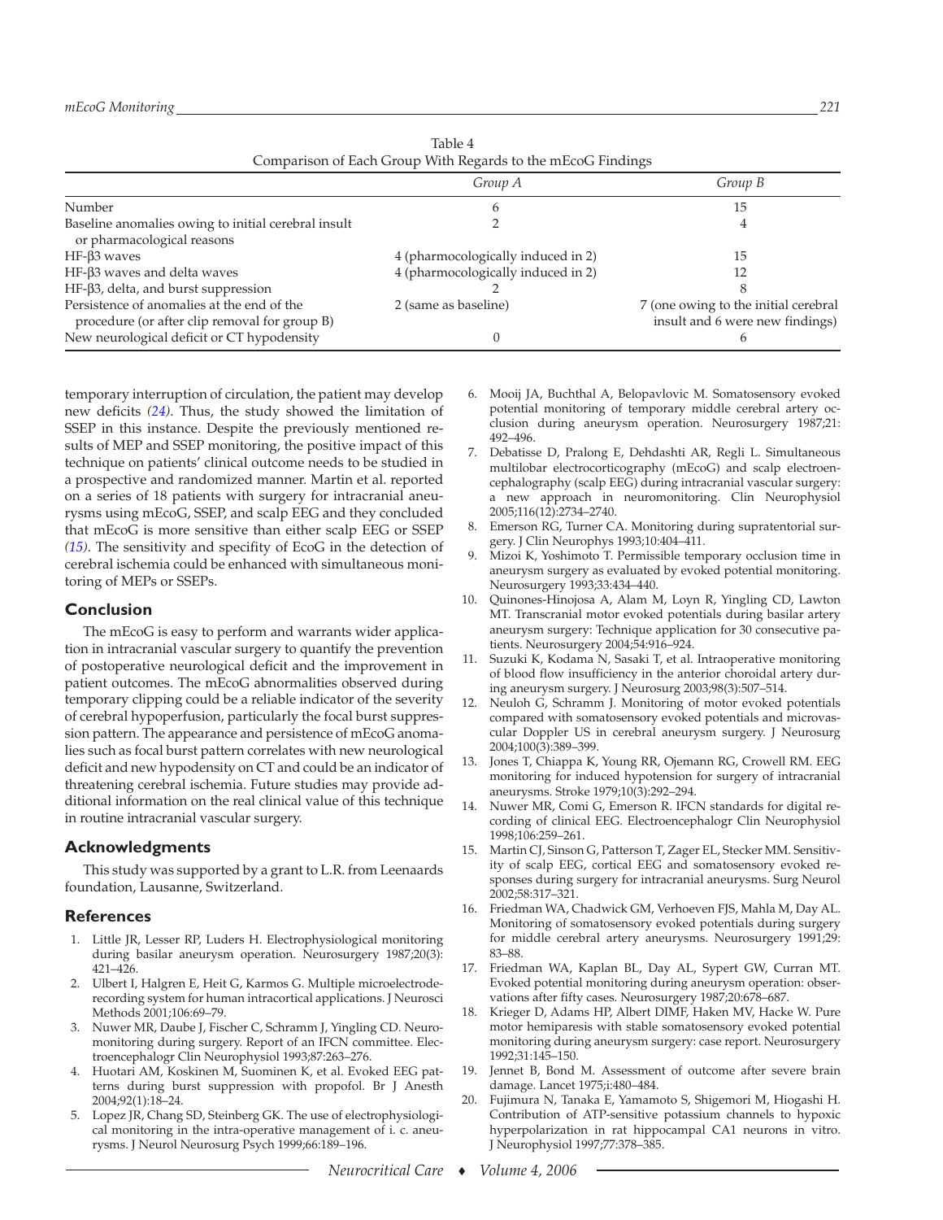Table 4
Comparison of Each Group With Regards to the mEcoG Findings

| | *Group A* | *Group B* |
|---|---|---|
| Number | 6 | 15 |
| Baseline anomalies owing to initial cerebral insult or pharmacological reasons | 2 | 4 |
| HF-β3 waves | 4 (pharmocologically induced in 2) | 15 |
| HF-β3 waves and delta waves | 4 (pharmocologically induced in 2) | 12 |
| HF-β3, delta, and burst suppression | 2 | 8 |
| Persistence of anomalies at the end of the procedure (or after clip removal for group B) | 2 (same as baseline) | 7 (one owing to the initial cerebral insult and 6 were new findings) |
| New neurological deficit or CT hypodensity | 0 | 6 |

temporary interruption of circulation, the patient may develop new deficits *(24)*. Thus, the study showed the limitation of SSEP in this instance. Despite the previously mentioned results of MEP and SSEP monitoring, the positive impact of this technique on patients' clinical outcome needs to be studied in a prospective and randomized manner. Martin et al. reported on a series of 18 patients with surgery for intracranial aneurysms using mEcoG, SSEP, and scalp EEG and they concluded that mEcoG is more sensitive than either scalp EEG or SSEP *(15)*. The sensitivity and specifity of EcoG in the detection of cerebral ischemia could be enhanced with simultaneous monitoring of MEPs or SSEPs.

## Conclusion

The mEcoG is easy to perform and warrants wider application in intracranial vascular surgery to quantify the prevention of postoperative neurological deficit and the improvement in patient outcomes. The mEcoG abnormalities observed during temporary clipping could be a reliable indicator of the severity of cerebral hypoperfusion, particularly the focal burst suppression pattern. The appearance and persistence of mEcoG anomalies such as focal burst pattern correlates with new neurological deficit and new hypodensity on CT and could be an indicator of threatening cerebral ischemia. Future studies may provide additional information on the real clinical value of this technique in routine intracranial vascular surgery.

## Acknowledgments

This study was supported by a grant to L.R. from Leenaards foundation, Lausanne, Switzerland.

## References

1. Little JR, Lesser RP, Luders H. Electrophysiological monitoring during basilar aneurysm operation. Neurosurgery 1987;20(3): 421–426.
2. Ulbert I, Halgren E, Heit G, Karmos G. Multiple microelectrode-recording system for human intracortical applications. J Neurosci Methods 2001;106:69–79.
3. Nuwer MR, Daube J, Fischer C, Schramm J, Yingling CD. Neuromonitoring during surgery. Report of an IFCN committee. Electroencephalogr Clin Neurophysiol 1993;87:263–276.
4. Huotari AM, Koskinen M, Suominen K, et al. Evoked EEG patterns during burst suppression with propofol. Br J Anesth 2004;92(1):18–24.
5. Lopez JR, Chang SD, Steinberg GK. The use of electrophysiological monitoring in the intra-operative management of i. c. aneurysms. J Neurol Neurosurg Psych 1999;66:189–196.
6. Mooij JA, Buchthal A, Belopavlovic M. Somatosensory evoked potential monitoring of temporary middle cerebral artery occlusion during aneurysm operation. Neurosurgery 1987;21: 492–496.
7. Debatisse D, Pralong E, Dehdashti AR, Regli L. Simultaneous multilobar electrocorticography (mEcoG) and scalp electroencephalography (scalp EEG) during intracranial vascular surgery: a new approach in neuromonitoring. Clin Neurophysiol 2005;116(12):2734–2740.
8. Emerson RG, Turner CA. Monitoring during supratentorial surgery. J Clin Neurophys 1993;10:404–411.
9. Mizoi K, Yoshimoto T. Permissible temporary occlusion time in aneurysm surgery as evaluated by evoked potential monitoring. Neurosurgery 1993;33:434–440.
10. Quinones-Hinojosa A, Alam M, Loyn R, Yingling CD, Lawton MT. Transcranial motor evoked potentials during basilar artery aneurysm surgery: Technique application for 30 consecutive patients. Neurosurgery 2004;54:916–924.
11. Suzuki K, Kodama N, Sasaki T, et al. Intraoperative monitoring of blood flow insufficiency in the anterior choroidal artery during aneurysm surgery. J Neurosurg 2003;98(3):507–514.
12. Neuloh G, Schramm J. Monitoring of motor evoked potentials compared with somatosensory evoked potentials and microvascular Doppler US in cerebral aneurysm surgery. J Neurosurg 2004;100(3):389–399.
13. Jones T, Chiappa K, Young RR, Ojemann RG, Crowell RM. EEG monitoring for induced hypotension for surgery of intracranial aneurysms. Stroke 1979;10(3):292–294.
14. Nuwer MR, Comi G, Emerson R. IFCN standards for digital recording of clinical EEG. Electroencephalogr Clin Neurophysiol 1998;106:259–261.
15. Martin CJ, Sinson G, Patterson T, Zager EL, Stecker MM. Sensitivity of scalp EEG, cortical EEG and somatosensory evoked responses during surgery for intracranial aneurysms. Surg Neurol 2002;58:317–321.
16. Friedman WA, Chadwick GM, Verhoeven FJS, Mahla M, Day AL. Monitoring of somatosensory evoked potentials during surgery for middle cerebral artery aneurysms. Neurosurgery 1991;29: 83–88.
17. Friedman WA, Kaplan BL, Day AL, Sypert GW, Curran MT. Evoked potential monitoring during aneurysm operation: observations after fifty cases. Neurosurgery 1987;20:678–687.
18. Krieger D, Adams HP, Albert DIMF, Haken MV, Hacke W. Pure motor hemiparesis with stable somatosensory evoked potential monitoring during aneurysm surgery: case report. Neurosurgery 1992;31:145–150.
19. Jennet B, Bond M. Assessment of outcome after severe brain damage. Lancet 1975;i:480–484.
20. Fujimura N, Tanaka E, Yamamoto S, Shigemori M, Higashi H. Contribution of ATP-sensitive potassium channels to hypoxic hyperpolarization in rat hippocampal CA1 neurons in vitro. J Neurophysiol 1997;77:378–385.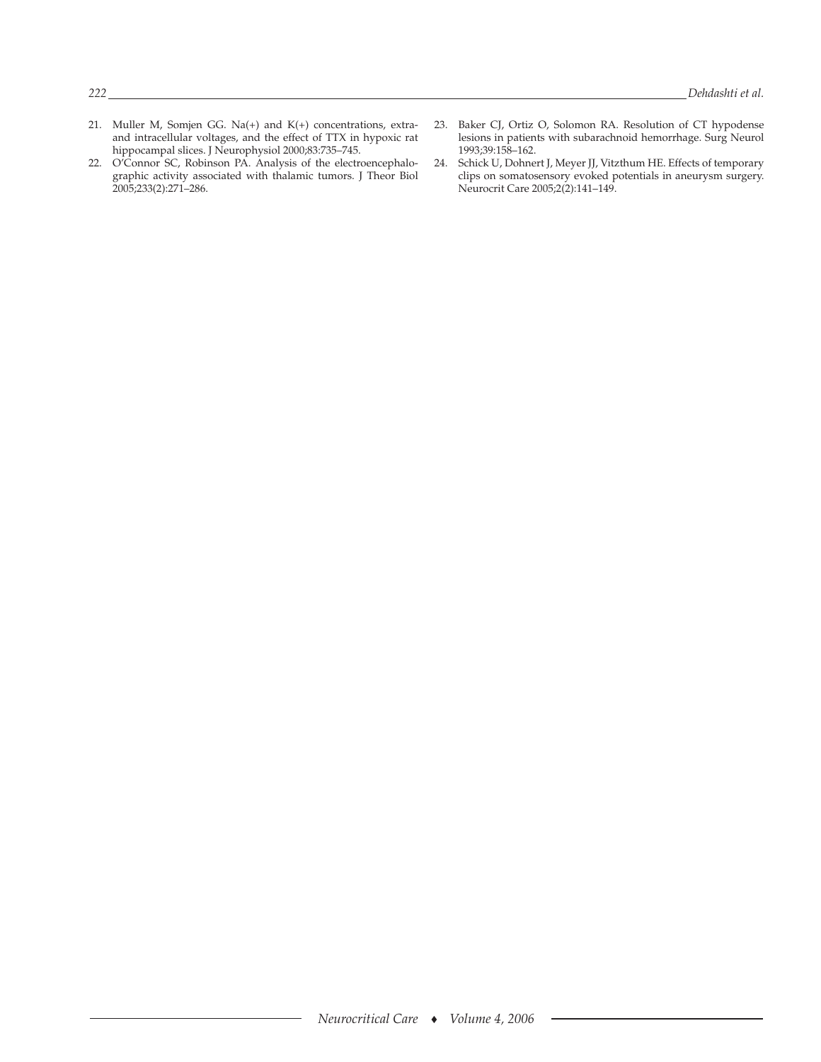21. Muller M, Somjen GG. Na(+) and K(+) concentrations, extra- and intracellular voltages, and the effect of TTX in hypoxic rat hippocampal slices. J Neurophysiol 2000;83:735–745.
22. O'Connor SC, Robinson PA. Analysis of the electroencephalographic activity associated with thalamic tumors. J Theor Biol 2005;233(2):271–286.
23. Baker CJ, Ortiz O, Solomon RA. Resolution of CT hypodense lesions in patients with subarachnoid hemorrhage. Surg Neurol 1993;39:158–162.
24. Schick U, Dohnert J, Meyer JJ, Vitzthum HE. Effects of temporary clips on somatosensory evoked potentials in aneurysm surgery. Neurocrit Care 2005;2(2):141–149.